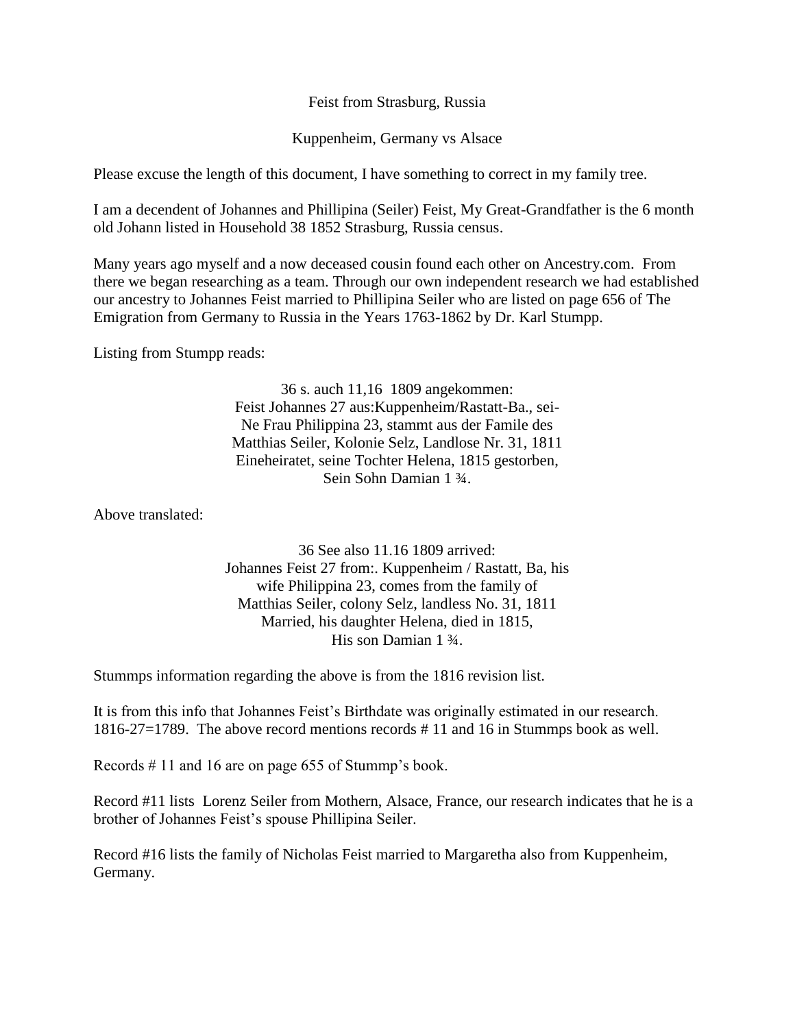Feist from Strasburg, Russia

Kuppenheim, Germany vs Alsace

Please excuse the length of this document, I have something to correct in my family tree.

I am a decendent of Johannes and Phillipina (Seiler) Feist, My Great-Grandfather is the 6 month old Johann listed in Household 38 1852 Strasburg, Russia census.

Many years ago myself and a now deceased cousin found each other on Ancestry.com. From there we began researching as a team. Through our own independent research we had established our ancestry to Johannes Feist married to Phillipina Seiler who are listed on page 656 of The Emigration from Germany to Russia in the Years 1763-1862 by Dr. Karl Stumpp.

Listing from Stumpp reads:

> 36 s. auch 11,16 1809 angekommen:
> Feist Johannes 27 aus:Kuppenheim/Rastatt-Ba., sei-
> Ne Frau Philippina 23, stammt aus der Famile des
> Matthias Seiler, Kolonie Selz, Landlose Nr. 31, 1811
> Eineheiratet, seine Tochter Helena, 1815 gestorben,
> Sein Sohn Damian 1 ¾.

Above translated:

> 36 See also 11.16 1809 arrived:
> Johannes Feist 27 from:. Kuppenheim / Rastatt, Ba, his
> wife Philippina 23, comes from the family of
> Matthias Seiler, colony Selz, landless No. 31, 1811
> Married, his daughter Helena, died in 1815,
> His son Damian 1 ¾.

Stummps information regarding the above is from the 1816 revision list.

It is from this info that Johannes Feist's Birthdate was originally estimated in our research. 1816-27=1789. The above record mentions records # 11 and 16 in Stummps book as well.

Records # 11 and 16 are on page 655 of Stummp's book.

Record #11 lists Lorenz Seiler from Mothern, Alsace, France, our research indicates that he is a brother of Johannes Feist's spouse Phillipina Seiler.

Record #16 lists the family of Nicholas Feist married to Margaretha also from Kuppenheim, Germany.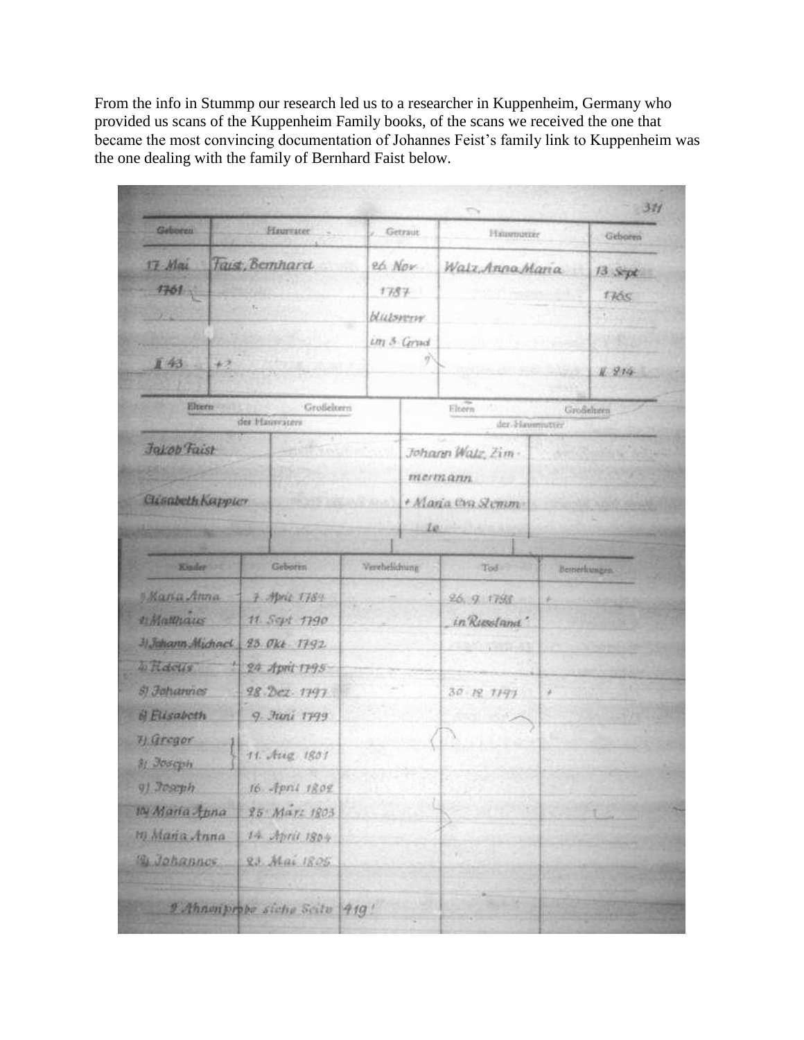From the info in Stummp our research led us to a researcher in Kuppenheim, Germany who provided us scans of the Kuppenheim Family books, of the scans we received the one that became the most convincing documentation of Johannes Feist's family link to Kuppenheim was the one dealing with the family of Bernhard Faist below.

311

| Geboren | Hausvater | Getraut | Hausmutter | Geboren |
|---|---|---|---|---|
| 17 Mai 1761 | Faist, Bernhard | 26 Nov 1787 blutsverw. im 3 Grad | Walz, Anna Maria | 13 Sept 1765 |
| II 43 | +? | | | II 214 |

| Eltern des Hausvaters | Großeltern des Hausvaters | Eltern der Hausmutter | Großeltern der Hausmutter |
|---|---|---|---|
| Jakob Faist | | Johann Walz, Zimmermann | |
| Elisabeth Kappler | | + Maria Eva Stemmle | |

| Kinder | Geboren | Verehelichung | Tod | Bemerkungen |
|---|---|---|---|---|
| 1) Maria Anna | 7 April 1789 | — | 26. 9. 1798 | + |
| 2) Matthäus | 11 Sept 1790 | | "in Russland" | |
| 3) Johann Michael | 23 Okt 1792 | | | |
| 4) Rosalia | 24 April 1795 | | | |
| 5) Johannes | 28 Dez 1797 | — | 30. 12. 1797 | + |
| 6) Elisabeth | 9 Juni 1799 | | | |
| 7) Gregor | 11. Aug 1801 | | | |
| 8) Joseph | 11. Aug 1801 | | | |
| 9) Joseph | 16 April 1802 | | | |
| 10) Maria Anna | 25 März 1803 | | | |
| 11) Maria Anna | 14 April 1804 | | | |
| 12) Johannes | 23 Mai 1805 | | | |

? Ahnenprobe siehe Seite 419!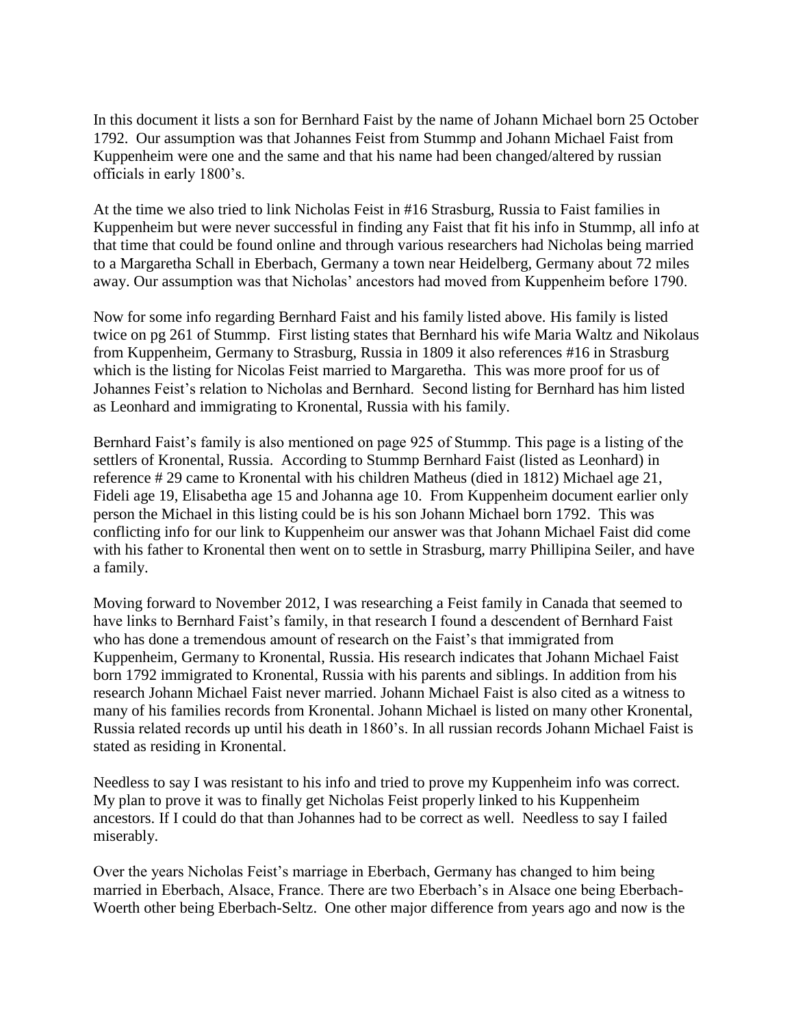In this document it lists a son for Bernhard Faist by the name of Johann Michael born 25 October 1792. Our assumption was that Johannes Feist from Stummp and Johann Michael Faist from Kuppenheim were one and the same and that his name had been changed/altered by russian officials in early 1800's.

At the time we also tried to link Nicholas Feist in #16 Strasburg, Russia to Faist families in Kuppenheim but were never successful in finding any Faist that fit his info in Stummp, all info at that time that could be found online and through various researchers had Nicholas being married to a Margaretha Schall in Eberbach, Germany a town near Heidelberg, Germany about 72 miles away. Our assumption was that Nicholas' ancestors had moved from Kuppenheim before 1790.

Now for some info regarding Bernhard Faist and his family listed above. His family is listed twice on pg 261 of Stummp. First listing states that Bernhard his wife Maria Waltz and Nikolaus from Kuppenheim, Germany to Strasburg, Russia in 1809 it also references #16 in Strasburg which is the listing for Nicolas Feist married to Margaretha. This was more proof for us of Johannes Feist's relation to Nicholas and Bernhard. Second listing for Bernhard has him listed as Leonhard and immigrating to Kronental, Russia with his family.

Bernhard Faist's family is also mentioned on page 925 of Stummp. This page is a listing of the settlers of Kronental, Russia. According to Stummp Bernhard Faist (listed as Leonhard) in reference # 29 came to Kronental with his children Matheus (died in 1812) Michael age 21, Fideli age 19, Elisabetha age 15 and Johanna age 10. From Kuppenheim document earlier only person the Michael in this listing could be is his son Johann Michael born 1792. This was conflicting info for our link to Kuppenheim our answer was that Johann Michael Faist did come with his father to Kronental then went on to settle in Strasburg, marry Phillipina Seiler, and have a family.

Moving forward to November 2012, I was researching a Feist family in Canada that seemed to have links to Bernhard Faist's family, in that research I found a descendent of Bernhard Faist who has done a tremendous amount of research on the Faist's that immigrated from Kuppenheim, Germany to Kronental, Russia. His research indicates that Johann Michael Faist born 1792 immigrated to Kronental, Russia with his parents and siblings. In addition from his research Johann Michael Faist never married. Johann Michael Faist is also cited as a witness to many of his families records from Kronental. Johann Michael is listed on many other Kronental, Russia related records up until his death in 1860's. In all russian records Johann Michael Faist is stated as residing in Kronental.

Needless to say I was resistant to his info and tried to prove my Kuppenheim info was correct. My plan to prove it was to finally get Nicholas Feist properly linked to his Kuppenheim ancestors. If I could do that than Johannes had to be correct as well. Needless to say I failed miserably.

Over the years Nicholas Feist's marriage in Eberbach, Germany has changed to him being married in Eberbach, Alsace, France. There are two Eberbach's in Alsace one being Eberbach-Woerth other being Eberbach-Seltz. One other major difference from years ago and now is the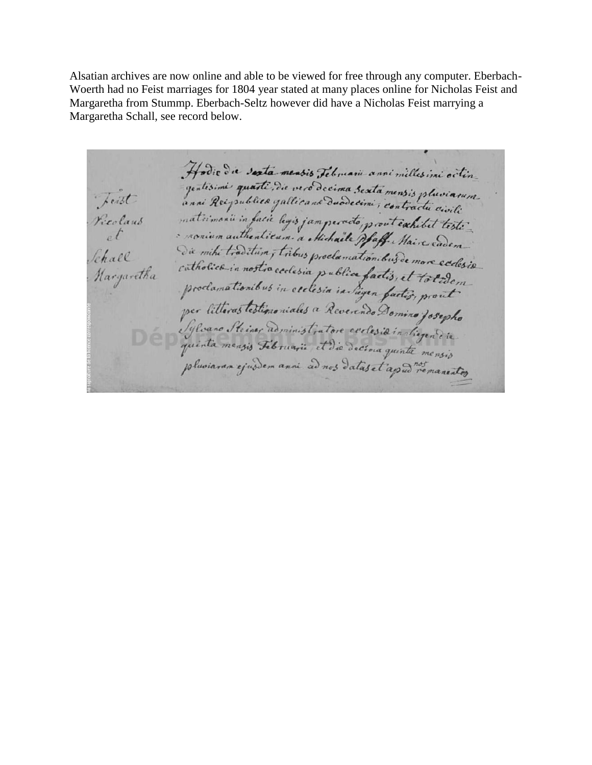Alsatian archives are now online and able to be viewed for free through any computer. Eberbach-Woerth had no Feist marriages for 1804 year stated at many places online for Nicholas Feist and Margaretha from Stummp. Eberbach-Seltz however did have a Nicholas Feist marrying a Margaretha Schall, see record below.

Feist
Nicolaus
et
Schall
Margaretha

Hodie die sexta mensis Februarii anni millesimi octin-
gentesimi quarti, die vero decima sexta mensis pluviarum
anni Reipublicae gallicanae duodecimi; contractu civili
matrimonii in facie legis jam peracto, prout exhibet testi-
monium authenticum a Michaële Pfaff Maire eadem
die mihi traditum, tribus proclamationibus de more ecclesiae
catholicae in nostra ecclesia publice factis, et totidem
proclamationibus in ecclesia in Siegen factis, prout
per litteras testimoniales a Reverendo Domino Josepho
Sylvano Steiner administratore ecclesiae in Siegen die
quinta mensis Februarii et die decima quinta mensis
pluviarum ejusdem anni ad nos datas et apud nos remanentes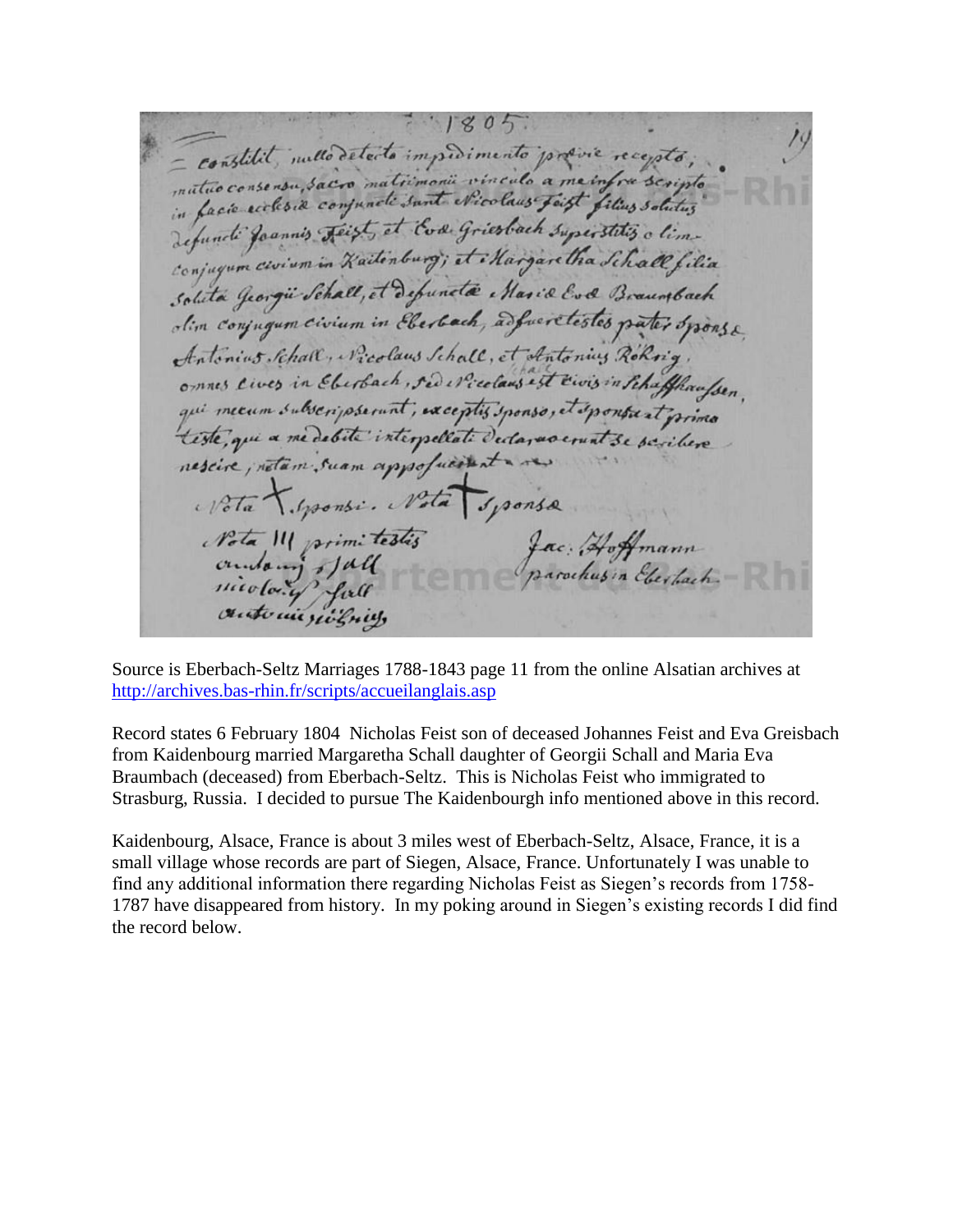1805

– constitit, nullo detecto impedimento praevie recepto, mutuo consensu, sacro matrimonii vinculo a me infra scripto in facie ecclesiae conjuncti sunt Nicolaus Feist filius solutus defuncti Joannis Feist, et Evae Griesbach superstitis olim conjugum civium in Kaidenburg; et Margaretha Schall filia soluta Georgii Schall, et defunctae Mariae Evae Braumbach olim conjugum civium in Eberbach, adfuere testes pater sponsae, Antonius Schall, Nicolaus Schall, et Antonius Röhrig, omnes cives in Eberbach, sed Nicolaus Schall est civis in Schaffhausen, qui mecum subscripserunt, exceptis sponso, et sponsa et primo teste, qui a me debite interpellati declaraverunt se scribere nescire, notam suam apposuerunt

Nota + sponsi. Nota + sponsae

Nota III primi testis

antonius Schall
nicolaus Schall
antonius röhrig

Jac. Hoffmann
parochus in Eberbach

Source is Eberbach-Seltz Marriages 1788-1843 page 11 from the online Alsatian archives at [http://archives.bas-rhin.fr/scripts/accueilanglais.asp](http://archives.bas-rhin.fr/scripts/accueilanglais.asp)

Record states 6 February 1804 Nicholas Feist son of deceased Johannes Feist and Eva Greisbach from Kaidenbourg married Margaretha Schall daughter of Georgii Schall and Maria Eva Braumbach (deceased) from Eberbach-Seltz. This is Nicholas Feist who immigrated to Strasburg, Russia. I decided to pursue The Kaidenbourgh info mentioned above in this record.

Kaidenbourg, Alsace, France is about 3 miles west of Eberbach-Seltz, Alsace, France, it is a small village whose records are part of Siegen, Alsace, France. Unfortunately I was unable to find any additional information there regarding Nicholas Feist as Siegen's records from 1758-1787 have disappeared from history. In my poking around in Siegen's existing records I did find the record below.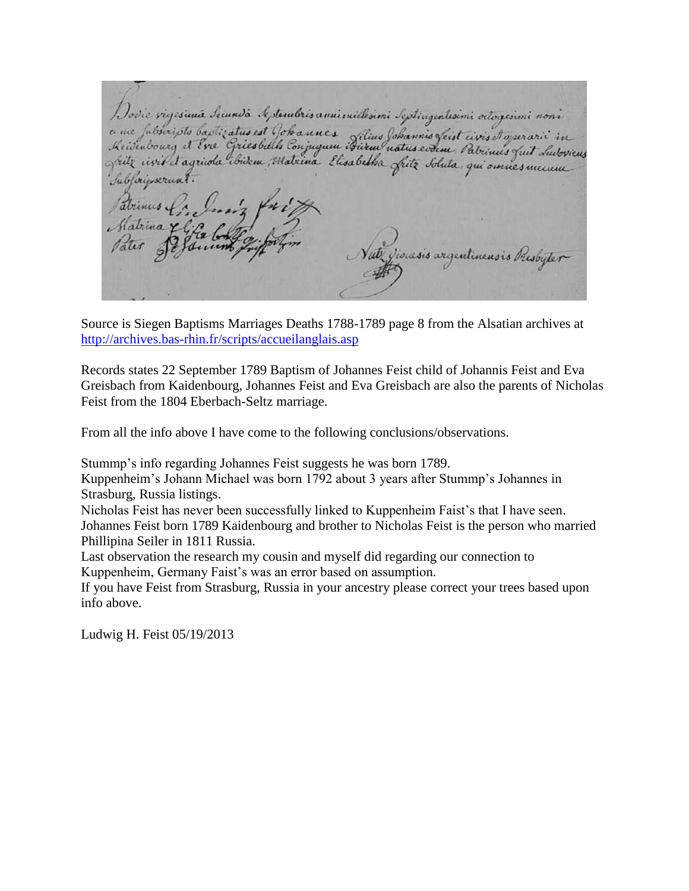Hodie vigesima Secunda Septembris anni millesimi Septingentesimi octogesimi noni a me subscripto baptizatus est Johannes filius Johannis Feist civis et operarii in Keidenbourg et Evae Griesbachs Conjugum ibidem natus eodem. Patrinus fuit Ludovicus Fritz civis et agricola ibidem, Matrina Elisabetha Fritz Soluta, qui omnes mecum subscripserunt.

Patrinus Ludwig Fritz
Matrina Elisabetha Fritzin
Pater Johannes Feist

Nuty Diocesis argentinensis Presbyter

Source is Siegen Baptisms Marriages Deaths 1788-1789 page 8 from the Alsatian archives at http://archives.bas-rhin.fr/scripts/accueilanglais.asp

Records states 22 September 1789 Baptism of Johannes Feist child of Johannis Feist and Eva Greisbach from Kaidenbourg, Johannes Feist and Eva Greisbach are also the parents of Nicholas Feist from the 1804 Eberbach-Seltz marriage.

From all the info above I have come to the following conclusions/observations.

Stummp's info regarding Johannes Feist suggests he was born 1789.
Kuppenheim's Johann Michael was born 1792 about 3 years after Stummp's Johannes in Strasburg, Russia listings.
Nicholas Feist has never been successfully linked to Kuppenheim Faist's that I have seen.
Johannes Feist born 1789 Kaidenbourg and brother to Nicholas Feist is the person who married Phillipina Seiler in 1811 Russia.
Last observation the research my cousin and myself did regarding our connection to Kuppenheim, Germany Faist's was an error based on assumption.
If you have Feist from Strasburg, Russia in your ancestry please correct your trees based upon info above.

Ludwig H. Feist 05/19/2013